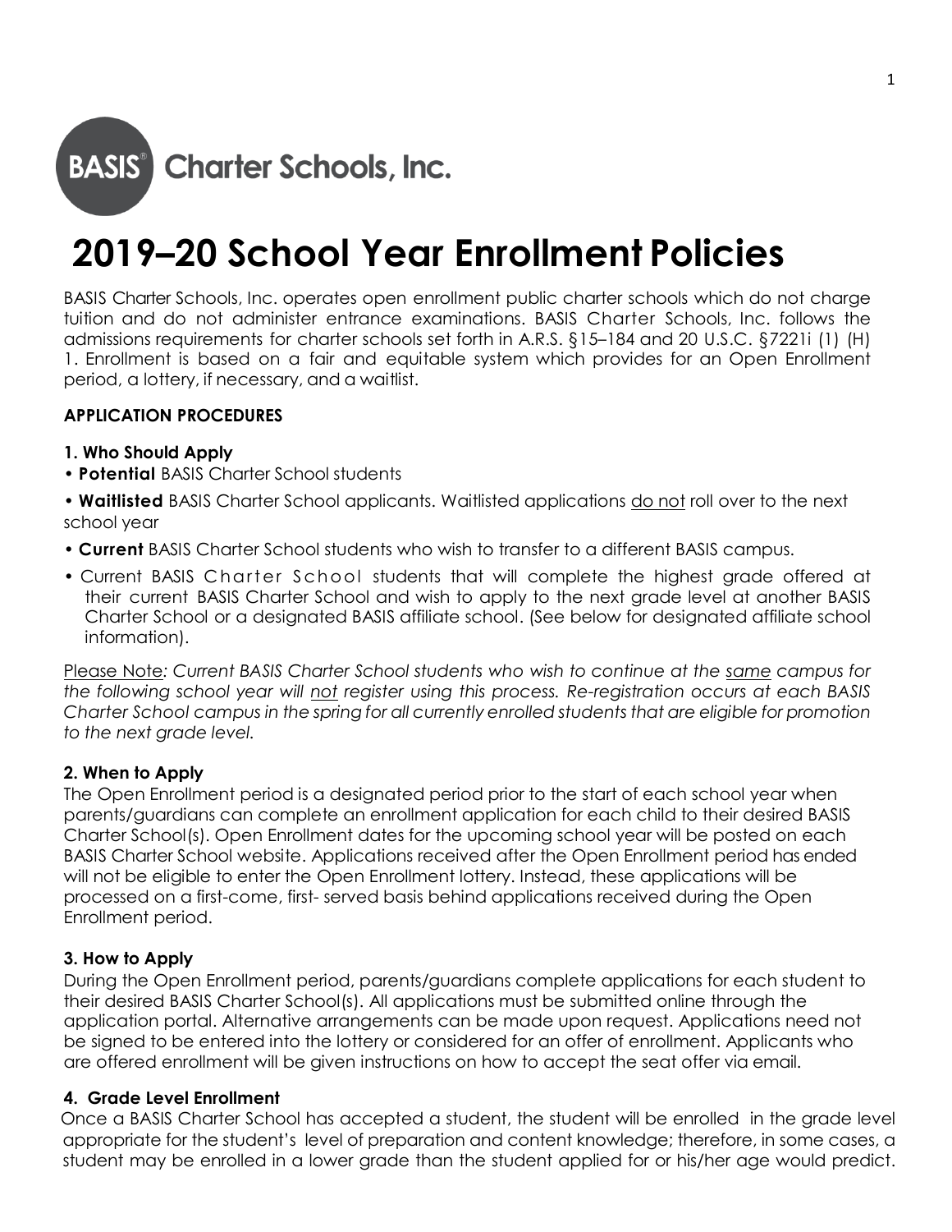BASIS® Charter Schools, Inc.

# 2019–20 School Year Enrollment Policies

BASIS Charter Schools, Inc. operates open enrollment public charter schools which do not charge tuition and do not administer entrance examinations. BASIS Charter Schools, Inc. follows the admissions requirements for charter schools set forth in A.R.S. §15–184 and 20 U.S.C. §7221i (1) (H) 1. Enrollment is based on a fair and equitable system which provides for an Open Enrollment period, a lottery, if necessary, and a waitlist.

**APPLICATION PROCEDURES**

**1. Who Should Apply**

- **Potential** BASIS Charter School students
- **Waitlisted** BASIS Charter School applicants. Waitlisted applications do not roll over to the next school year
- **Current** BASIS Charter School students who wish to transfer to a different BASIS campus.
- Current BASIS Charter School students that will complete the highest grade offered at their current BASIS Charter School and wish to apply to the next grade level at another BASIS Charter School or a designated BASIS affiliate school. (See below for designated affiliate school information).

Please Note: *Current BASIS Charter School students who wish to continue at the same campus for the following school year will not register using this process. Re-registration occurs at each BASIS Charter School campus in the spring for all currently enrolled students that are eligible for promotion to the next grade level.*

**2. When to Apply**

The Open Enrollment period is a designated period prior to the start of each school year when parents/guardians can complete an enrollment application for each child to their desired BASIS Charter School(s). Open Enrollment dates for the upcoming school year will be posted on each BASIS Charter School website. Applications received after the Open Enrollment period has ended will not be eligible to enter the Open Enrollment lottery. Instead, these applications will be processed on a first-come, first- served basis behind applications received during the Open Enrollment period.

**3. How to Apply**

During the Open Enrollment period, parents/guardians complete applications for each student to their desired BASIS Charter School(s). All applications must be submitted online through the application portal. Alternative arrangements can be made upon request. Applications need not be signed to be entered into the lottery or considered for an offer of enrollment. Applicants who are offered enrollment will be given instructions on how to accept the seat offer via email.

**4. Grade Level Enrollment**

Once a BASIS Charter School has accepted a student, the student will be enrolled in the grade level appropriate for the student's level of preparation and content knowledge; therefore, in some cases, a student may be enrolled in a lower grade than the student applied for or his/her age would predict.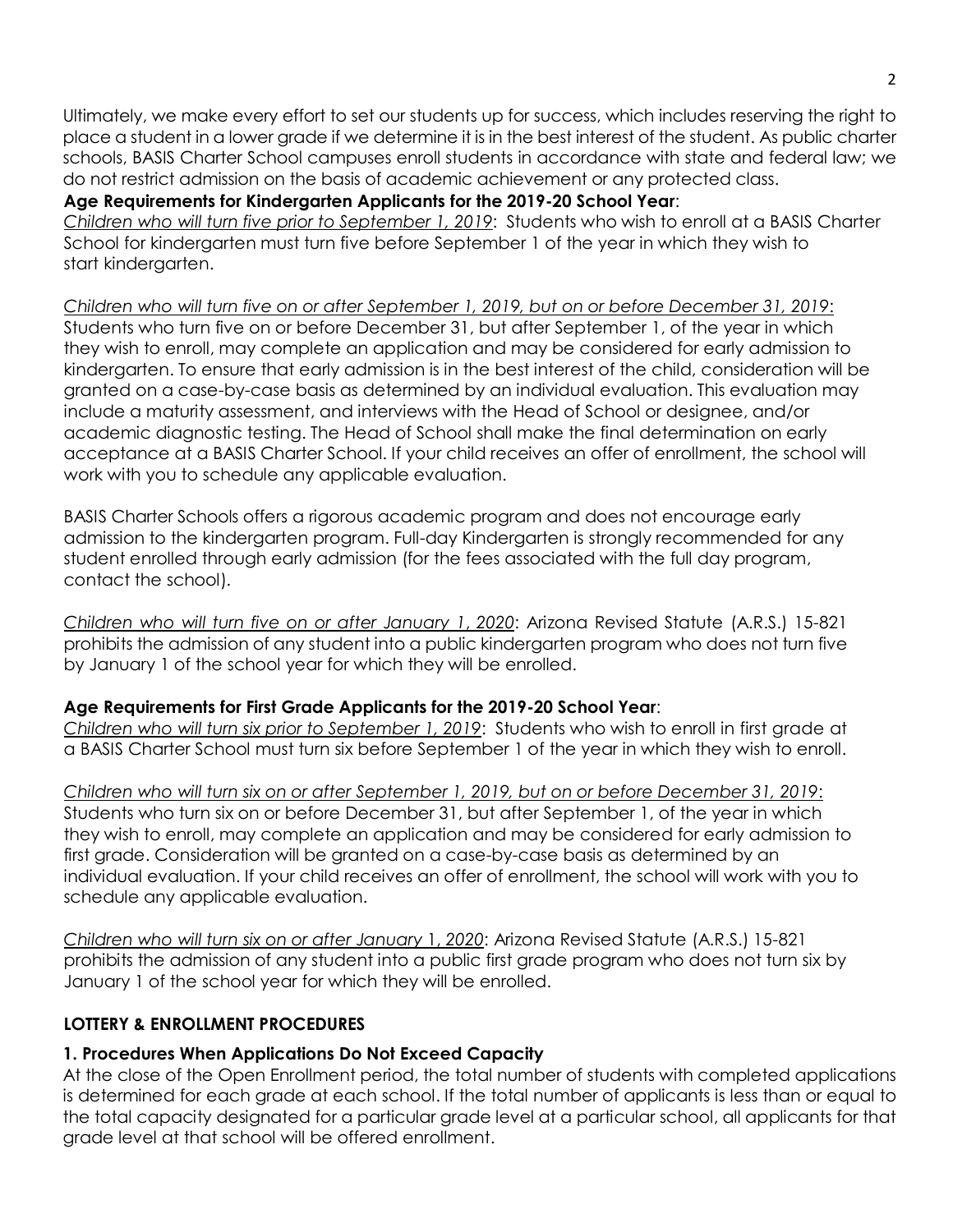Ultimately, we make every effort to set our students up for success, which includes reserving the right to place a student in a lower grade if we determine it is in the best interest of the student. As public charter schools, BASIS Charter School campuses enroll students in accordance with state and federal law; we do not restrict admission on the basis of academic achievement or any protected class.

**Age Requirements for Kindergarten Applicants for the 2019-20 School Year**:

*Children who will turn five prior to September 1, 2019*: Students who wish to enroll at a BASIS Charter School for kindergarten must turn five before September 1 of the year in which they wish to start kindergarten.

*Children who will turn five on or after September 1, 2019, but on or before December 31, 2019*: Students who turn five on or before December 31, but after September 1, of the year in which they wish to enroll, may complete an application and may be considered for early admission to kindergarten. To ensure that early admission is in the best interest of the child, consideration will be granted on a case-by-case basis as determined by an individual evaluation. This evaluation may include a maturity assessment, and interviews with the Head of School or designee, and/or academic diagnostic testing. The Head of School shall make the final determination on early acceptance at a BASIS Charter School. If your child receives an offer of enrollment, the school will work with you to schedule any applicable evaluation.

BASIS Charter Schools offers a rigorous academic program and does not encourage early admission to the kindergarten program. Full-day Kindergarten is strongly recommended for any student enrolled through early admission (for the fees associated with the full day program, contact the school).

*Children who will turn five on or after January 1, 2020*: Arizona Revised Statute (A.R.S.) 15-821 prohibits the admission of any student into a public kindergarten program who does not turn five by January 1 of the school year for which they will be enrolled.

**Age Requirements for First Grade Applicants for the 2019-20 School Year**:

*Children who will turn six prior to September 1, 2019*: Students who wish to enroll in first grade at a BASIS Charter School must turn six before September 1 of the year in which they wish to enroll.

*Children who will turn six on or after September 1, 2019, but on or before December 31, 2019*: Students who turn six on or before December 31, but after September 1, of the year in which they wish to enroll, may complete an application and may be considered for early admission to first grade. Consideration will be granted on a case-by-case basis as determined by an individual evaluation. If your child receives an offer of enrollment, the school will work with you to schedule any applicable evaluation.

*Children who will turn six on or after January 1, 2020*: Arizona Revised Statute (A.R.S.) 15-821 prohibits the admission of any student into a public first grade program who does not turn six by January 1 of the school year for which they will be enrolled.

## LOTTERY & ENROLLMENT PROCEDURES

### 1. Procedures When Applications Do Not Exceed Capacity

At the close of the Open Enrollment period, the total number of students with completed applications is determined for each grade at each school. If the total number of applicants is less than or equal to the total capacity designated for a particular grade level at a particular school, all applicants for that grade level at that school will be offered enrollment.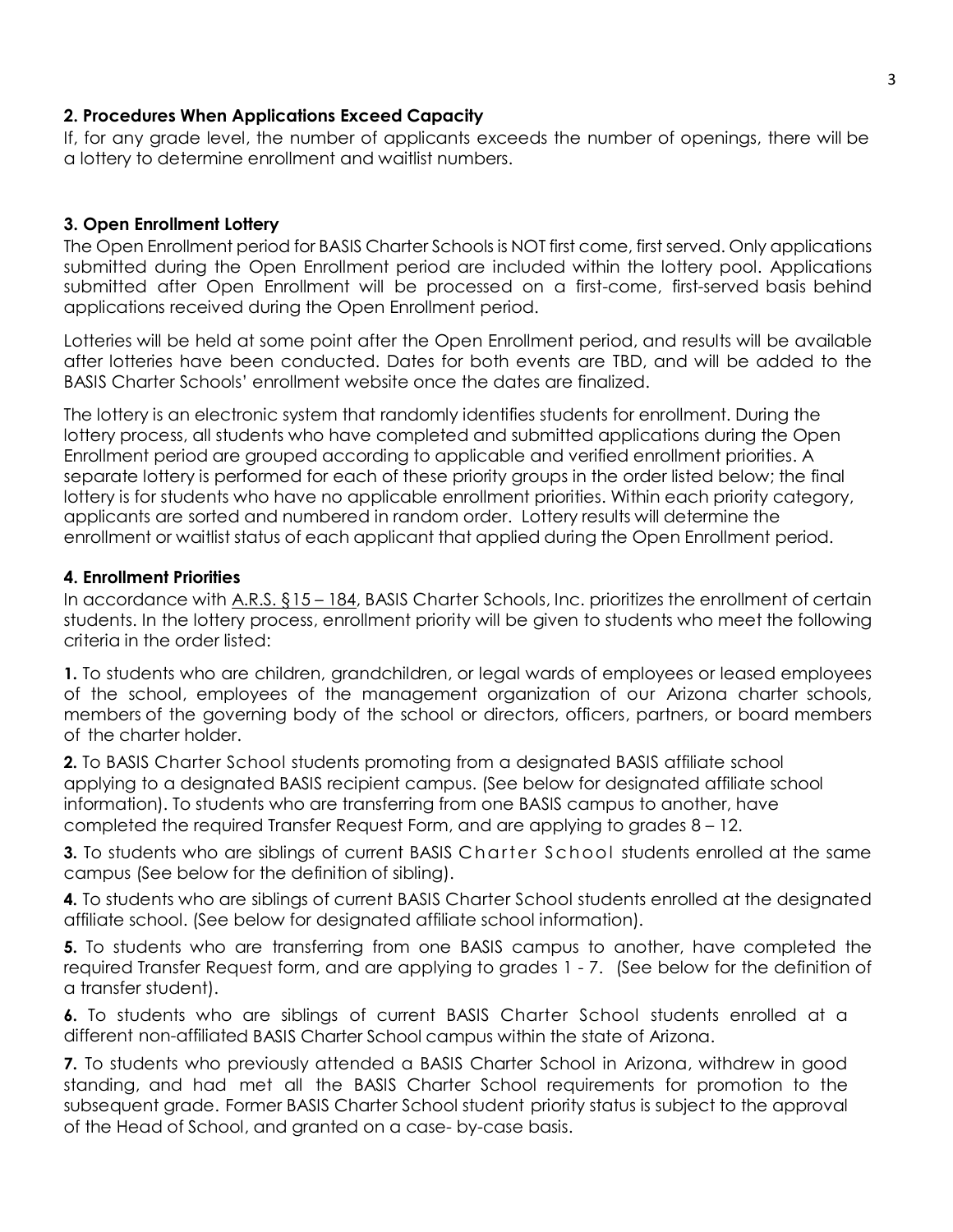### 2. Procedures When Applications Exceed Capacity

If, for any grade level, the number of applicants exceeds the number of openings, there will be a lottery to determine enrollment and waitlist numbers.

### 3. Open Enrollment Lottery

The Open Enrollment period for BASIS Charter Schools is NOT first come, first served. Only applications submitted during the Open Enrollment period are included within the lottery pool. Applications submitted after Open Enrollment will be processed on a first-come, first-served basis behind applications received during the Open Enrollment period.

Lotteries will be held at some point after the Open Enrollment period, and results will be available after lotteries have been conducted. Dates for both events are TBD, and will be added to the BASIS Charter Schools' enrollment website once the dates are finalized.

The lottery is an electronic system that randomly identifies students for enrollment. During the lottery process, all students who have completed and submitted applications during the Open Enrollment period are grouped according to applicable and verified enrollment priorities. A separate lottery is performed for each of these priority groups in the order listed below; the final lottery is for students who have no applicable enrollment priorities. Within each priority category, applicants are sorted and numbered in random order. Lottery results will determine the enrollment or waitlist status of each applicant that applied during the Open Enrollment period.

### 4. Enrollment Priorities

In accordance with A.R.S. §15 – 184, BASIS Charter Schools, Inc. prioritizes the enrollment of certain students. In the lottery process, enrollment priority will be given to students who meet the following criteria in the order listed:

**1.** To students who are children, grandchildren, or legal wards of employees or leased employees of the school, employees of the management organization of our Arizona charter schools, members of the governing body of the school or directors, officers, partners, or board members of the charter holder.

**2.** To BASIS Charter School students promoting from a designated BASIS affiliate school applying to a designated BASIS recipient campus. (See below for designated affiliate school information). To students who are transferring from one BASIS campus to another, have completed the required Transfer Request Form, and are applying to grades 8 – 12.

**3.** To students who are siblings of current BASIS Charter School students enrolled at the same campus (See below for the definition of sibling).

**4.** To students who are siblings of current BASIS Charter School students enrolled at the designated affiliate school. (See below for designated affiliate school information).

**5.** To students who are transferring from one BASIS campus to another, have completed the required Transfer Request form, and are applying to grades 1 - 7. (See below for the definition of a transfer student).

**6.** To students who are siblings of current BASIS Charter School students enrolled at a different non-affiliated BASIS Charter School campus within the state of Arizona.

**7.** To students who previously attended a BASIS Charter School in Arizona, withdrew in good standing, and had met all the BASIS Charter School requirements for promotion to the subsequent grade. Former BASIS Charter School student priority status is subject to the approval of the Head of School, and granted on a case- by-case basis.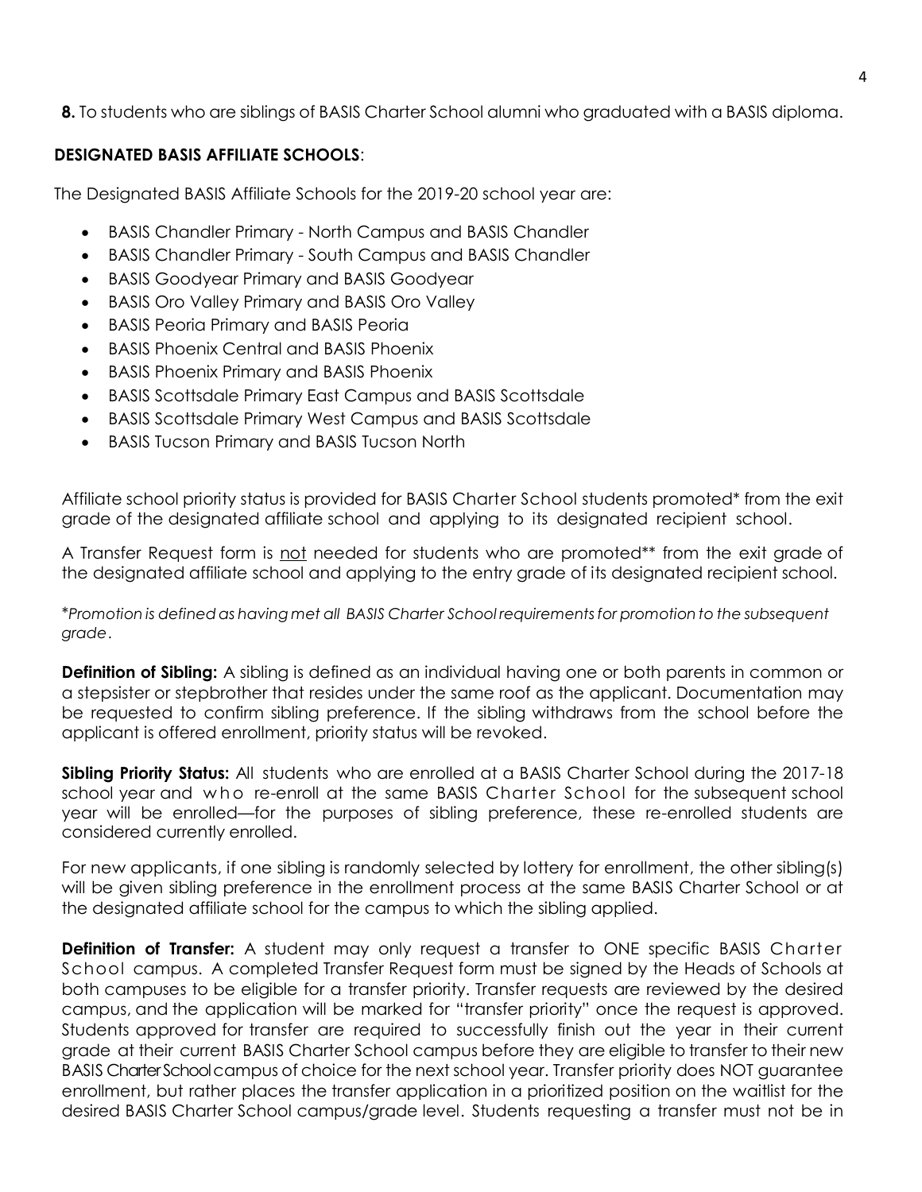**8.** To students who are siblings of BASIS Charter School alumni who graduated with a BASIS diploma.

**DESIGNATED BASIS AFFILIATE SCHOOLS**:

The Designated BASIS Affiliate Schools for the 2019-20 school year are:

- BASIS Chandler Primary - North Campus and BASIS Chandler
- BASIS Chandler Primary - South Campus and BASIS Chandler
- BASIS Goodyear Primary and BASIS Goodyear
- BASIS Oro Valley Primary and BASIS Oro Valley
- BASIS Peoria Primary and BASIS Peoria
- BASIS Phoenix Central and BASIS Phoenix
- BASIS Phoenix Primary and BASIS Phoenix
- BASIS Scottsdale Primary East Campus and BASIS Scottsdale
- BASIS Scottsdale Primary West Campus and BASIS Scottsdale
- BASIS Tucson Primary and BASIS Tucson North

Affiliate school priority status is provided for BASIS Charter School students promoted* from the exit grade of the designated affiliate school and applying to its designated recipient school.

A Transfer Request form is <u>not</u> needed for students who are promoted** from the exit grade of the designated affiliate school and applying to the entry grade of its designated recipient school.

*\*Promotion is defined as having met all BASIS Charter School requirements for promotion to the subsequent grade.*

**Definition of Sibling:** A sibling is defined as an individual having one or both parents in common or a stepsister or stepbrother that resides under the same roof as the applicant. Documentation may be requested to confirm sibling preference. If the sibling withdraws from the school before the applicant is offered enrollment, priority status will be revoked.

**Sibling Priority Status:** All students who are enrolled at a BASIS Charter School during the 2017-18 school year and who re-enroll at the same BASIS Charter School for the subsequent school year will be enrolled—for the purposes of sibling preference, these re-enrolled students are considered currently enrolled.

For new applicants, if one sibling is randomly selected by lottery for enrollment, the other sibling(s) will be given sibling preference in the enrollment process at the same BASIS Charter School or at the designated affiliate school for the campus to which the sibling applied.

**Definition of Transfer:** A student may only request a transfer to ONE specific BASIS Charter School campus. A completed Transfer Request form must be signed by the Heads of Schools at both campuses to be eligible for a transfer priority. Transfer requests are reviewed by the desired campus, and the application will be marked for "transfer priority" once the request is approved. Students approved for transfer are required to successfully finish out the year in their current grade at their current BASIS Charter School campus before they are eligible to transfer to their new BASIS Charter School campus of choice for the next school year. Transfer priority does NOT guarantee enrollment, but rather places the transfer application in a prioritized position on the waitlist for the desired BASIS Charter School campus/grade level. Students requesting a transfer must not be in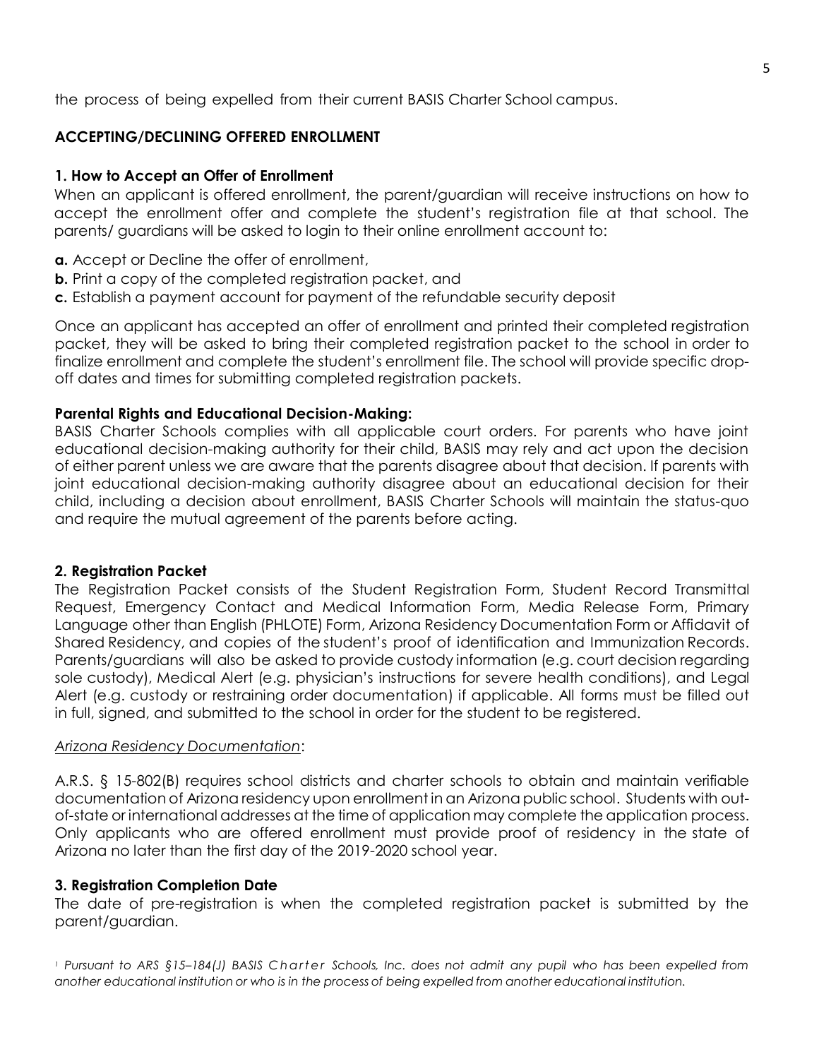the process of being expelled from their current BASIS Charter School campus.

## ACCEPTING/DECLINING OFFERED ENROLLMENT

### 1. How to Accept an Offer of Enrollment

When an applicant is offered enrollment, the parent/guardian will receive instructions on how to accept the enrollment offer and complete the student's registration file at that school. The parents/ guardians will be asked to login to their online enrollment account to:

**a.** Accept or Decline the offer of enrollment,
**b.** Print a copy of the completed registration packet, and
**c.** Establish a payment account for payment of the refundable security deposit

Once an applicant has accepted an offer of enrollment and printed their completed registration packet, they will be asked to bring their completed registration packet to the school in order to finalize enrollment and complete the student's enrollment file. The school will provide specific drop-off dates and times for submitting completed registration packets.

**Parental Rights and Educational Decision-Making:**

BASIS Charter Schools complies with all applicable court orders. For parents who have joint educational decision-making authority for their child, BASIS may rely and act upon the decision of either parent unless we are aware that the parents disagree about that decision. If parents with joint educational decision-making authority disagree about an educational decision for their child, including a decision about enrollment, BASIS Charter Schools will maintain the status-quo and require the mutual agreement of the parents before acting.

### 2. Registration Packet

The Registration Packet consists of the Student Registration Form, Student Record Transmittal Request, Emergency Contact and Medical Information Form, Media Release Form, Primary Language other than English (PHLOTE) Form, Arizona Residency Documentation Form or Affidavit of Shared Residency, and copies of the student's proof of identification and Immunization Records. Parents/guardians will also be asked to provide custody information (e.g. court decision regarding sole custody), Medical Alert (e.g. physician's instructions for severe health conditions), and Legal Alert (e.g. custody or restraining order documentation) if applicable. All forms must be filled out in full, signed, and submitted to the school in order for the student to be registered.

*Arizona Residency Documentation*:

A.R.S. § 15-802(B) requires school districts and charter schools to obtain and maintain verifiable documentation of Arizona residency upon enrollment in an Arizona public school. Students with out-of-state or international addresses at the time of application may complete the application process. Only applicants who are offered enrollment must provide proof of residency in the state of Arizona no later than the first day of the 2019-2020 school year.

### 3. Registration Completion Date

The date of pre-registration is when the completed registration packet is submitted by the parent/guardian.

[1] *Pursuant to ARS §15–184(J) BASIS Charter Schools, Inc. does not admit any pupil who has been expelled from another educational institution or who is in the process of being expelled from another educational institution.*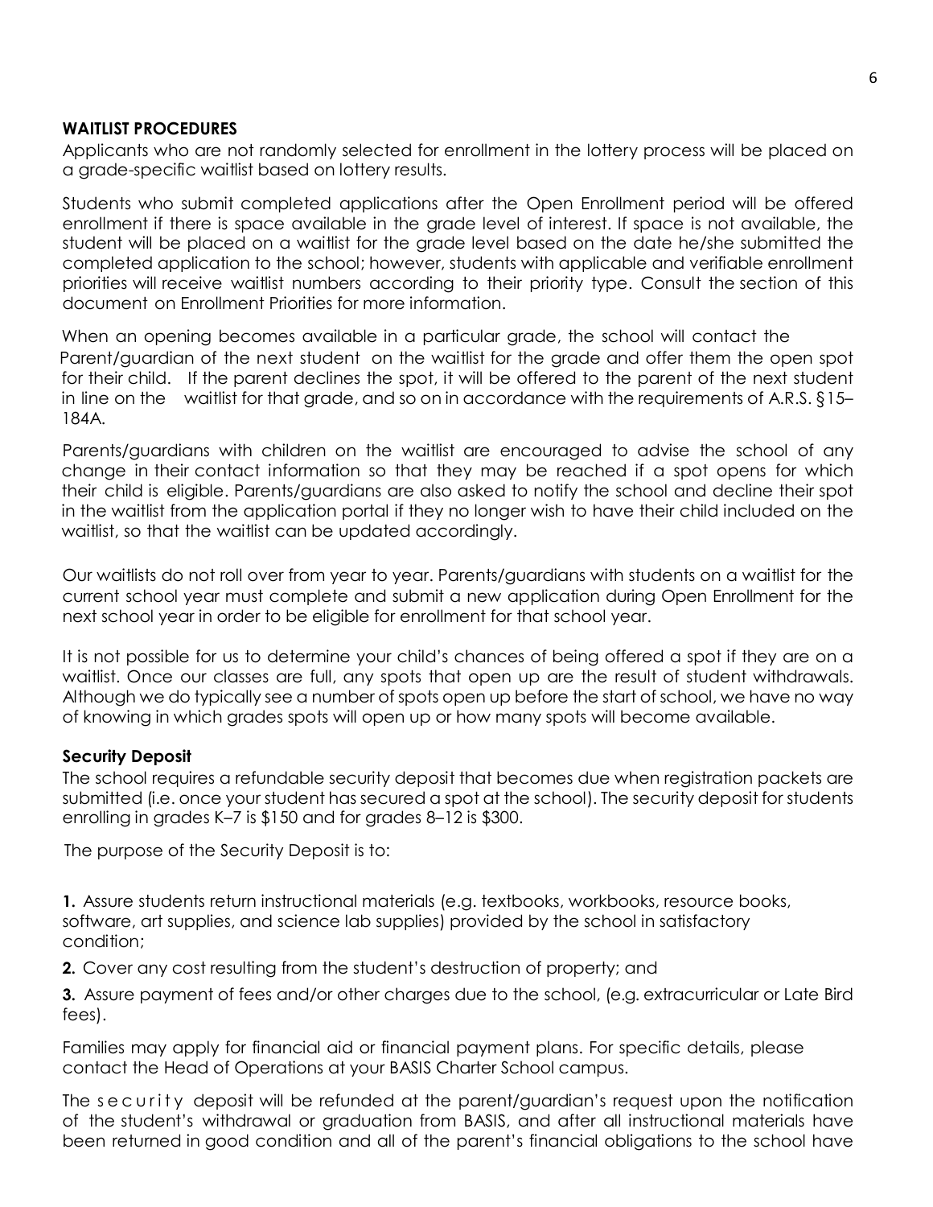## WAITLIST PROCEDURES

Applicants who are not randomly selected for enrollment in the lottery process will be placed on a grade-specific waitlist based on lottery results.

Students who submit completed applications after the Open Enrollment period will be offered enrollment if there is space available in the grade level of interest. If space is not available, the student will be placed on a waitlist for the grade level based on the date he/she submitted the completed application to the school; however, students with applicable and verifiable enrollment priorities will receive waitlist numbers according to their priority type. Consult the section of this document on Enrollment Priorities for more information.

When an opening becomes available in a particular grade, the school will contact the Parent/guardian of the next student on the waitlist for the grade and offer them the open spot for their child. If the parent declines the spot, it will be offered to the parent of the next student in line on the waitlist for that grade, and so on in accordance with the requirements of A.R.S. §15–184A.

Parents/guardians with children on the waitlist are encouraged to advise the school of any change in their contact information so that they may be reached if a spot opens for which their child is eligible. Parents/guardians are also asked to notify the school and decline their spot in the waitlist from the application portal if they no longer wish to have their child included on the waitlist, so that the waitlist can be updated accordingly.

Our waitlists do not roll over from year to year. Parents/guardians with students on a waitlist for the current school year must complete and submit a new application during Open Enrollment for the next school year in order to be eligible for enrollment for that school year.

It is not possible for us to determine your child's chances of being offered a spot if they are on a waitlist. Once our classes are full, any spots that open up are the result of student withdrawals. Although we do typically see a number of spots open up before the start of school, we have no way of knowing in which grades spots will open up or how many spots will become available.

### Security Deposit

The school requires a refundable security deposit that becomes due when registration packets are submitted (i.e. once your student has secured a spot at the school). The security deposit for students enrolling in grades K–7 is $150 and for grades 8–12 is $300.

The purpose of the Security Deposit is to:

**1.** Assure students return instructional materials (e.g. textbooks, workbooks, resource books, software, art supplies, and science lab supplies) provided by the school in satisfactory condition;

**2.** Cover any cost resulting from the student's destruction of property; and

**3.** Assure payment of fees and/or other charges due to the school, (e.g. extracurricular or Late Bird fees).

Families may apply for financial aid or financial payment plans. For specific details, please contact the Head of Operations at your BASIS Charter School campus.

The security deposit will be refunded at the parent/guardian's request upon the notification of the student's withdrawal or graduation from BASIS, and after all instructional materials have been returned in good condition and all of the parent's financial obligations to the school have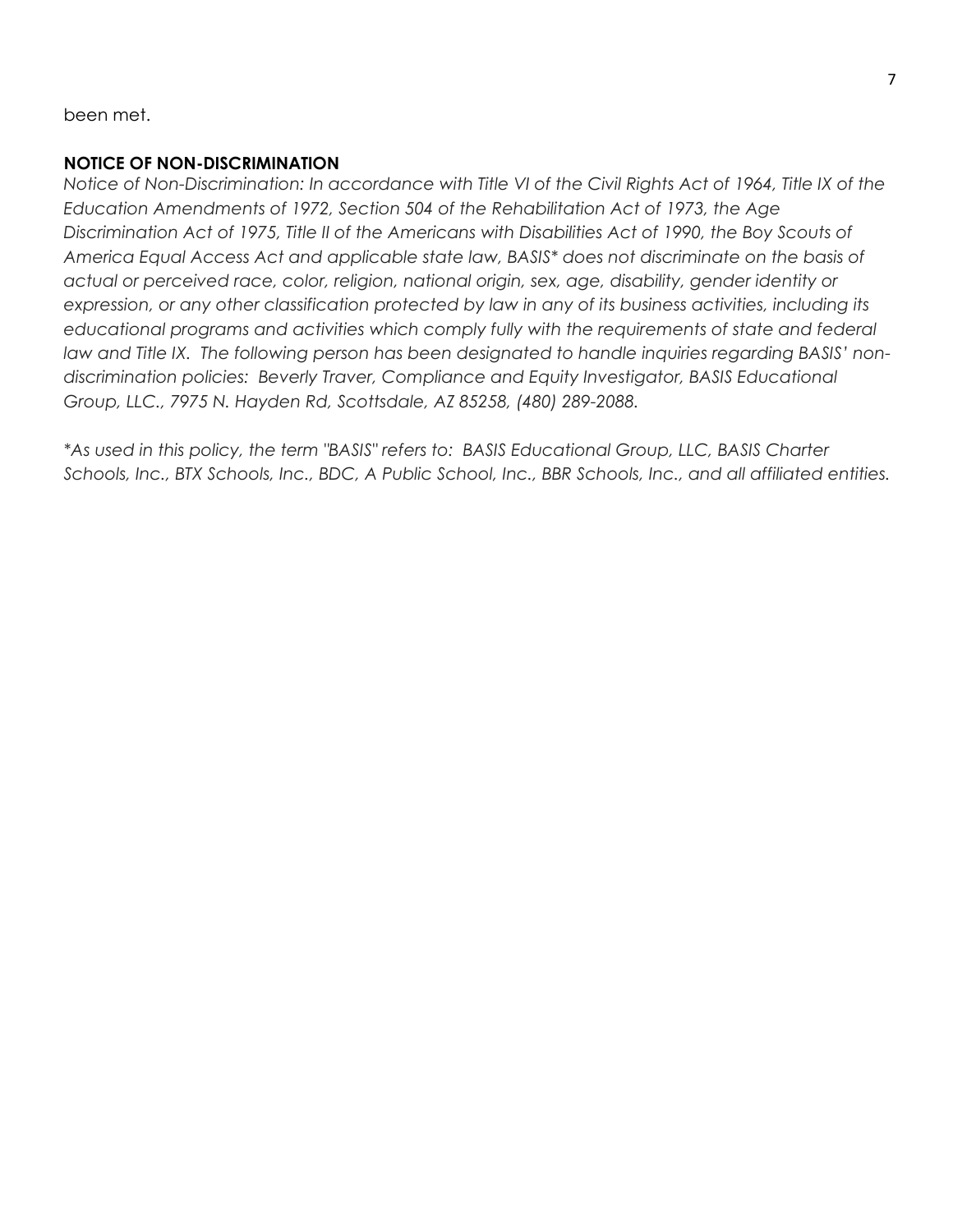been met.

**NOTICE OF NON-DISCRIMINATION**

*Notice of Non-Discrimination: In accordance with Title VI of the Civil Rights Act of 1964, Title IX of the Education Amendments of 1972, Section 504 of the Rehabilitation Act of 1973, the Age Discrimination Act of 1975, Title II of the Americans with Disabilities Act of 1990, the Boy Scouts of America Equal Access Act and applicable state law, BASIS* does not discriminate on the basis of actual or perceived race, color, religion, national origin, sex, age, disability, gender identity or expression, or any other classification protected by law in any of its business activities, including its educational programs and activities which comply fully with the requirements of state and federal law and Title IX. The following person has been designated to handle inquiries regarding BASIS' non-discrimination policies: Beverly Traver, Compliance and Equity Investigator, BASIS Educational Group, LLC., 7975 N. Hayden Rd, Scottsdale, AZ 85258, (480) 289-2088.*

*\*As used in this policy, the term "BASIS" refers to: BASIS Educational Group, LLC, BASIS Charter Schools, Inc., BTX Schools, Inc., BDC, A Public School, Inc., BBR Schools, Inc., and all affiliated entities.*